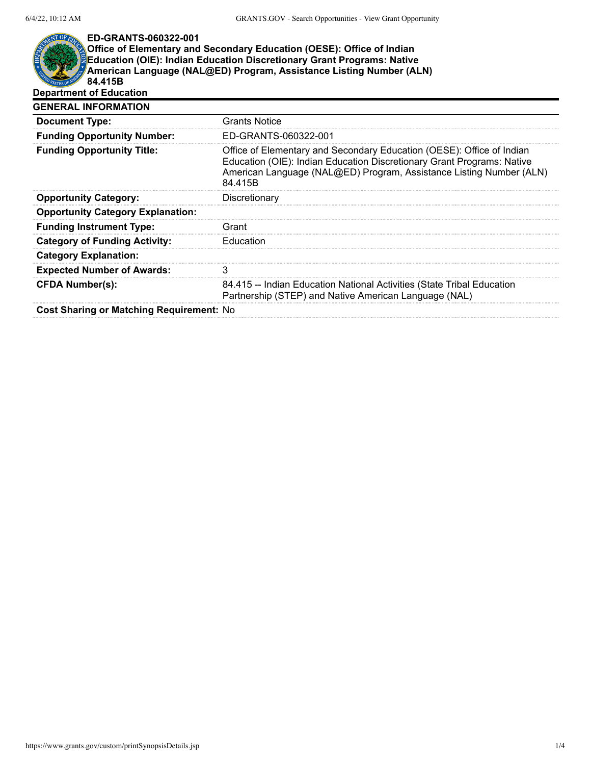# ED-GRANTS-060322-001

**Office of Elementary and Secondary Education (OESE): Office of Indian Education (OIE): Indian Education Discretionary Grant Programs: Native American Language (NAL@ED) Program, Assistance Listing Number (ALN) 84.415B**

**Department of Education**

## GENERAL INFORMATION

| | |
|---|---|
| **Document Type:** | Grants Notice |
| **Funding Opportunity Number:** | ED-GRANTS-060322-001 |
| **Funding Opportunity Title:** | Office of Elementary and Secondary Education (OESE): Office of Indian Education (OIE): Indian Education Discretionary Grant Programs: Native American Language (NAL@ED) Program, Assistance Listing Number (ALN) 84.415B |
| **Opportunity Category:** | Discretionary |
| **Opportunity Category Explanation:** | |
| **Funding Instrument Type:** | Grant |
| **Category of Funding Activity:** | Education |
| **Category Explanation:** | |
| **Expected Number of Awards:** | 3 |
| **CFDA Number(s):** | 84.415 -- Indian Education National Activities (State Tribal Education Partnership (STEP) and Native American Language (NAL) |
| **Cost Sharing or Matching Requirement:** | No |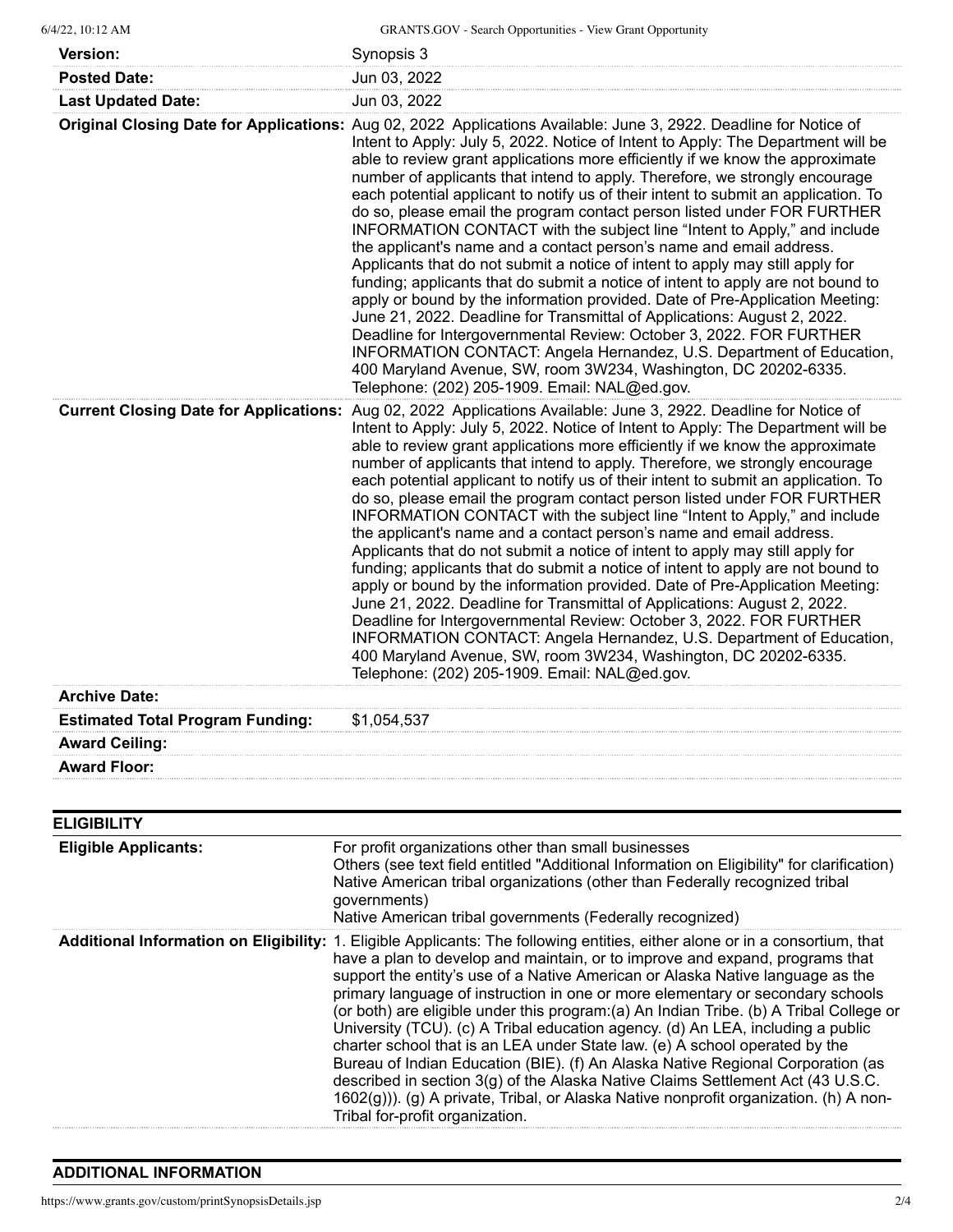| | |
|---|---|
| **Version:** | Synopsis 3 |
| **Posted Date:** | Jun 03, 2022 |
| **Last Updated Date:** | Jun 03, 2022 |
| **Original Closing Date for Applications:** | Aug 02, 2022 Applications Available: June 3, 2922. Deadline for Notice of Intent to Apply: July 5, 2022. Notice of Intent to Apply: The Department will be able to review grant applications more efficiently if we know the approximate number of applicants that intend to apply. Therefore, we strongly encourage each potential applicant to notify us of their intent to submit an application. To do so, please email the program contact person listed under FOR FURTHER INFORMATION CONTACT with the subject line "Intent to Apply," and include the applicant's name and a contact person's name and email address. Applicants that do not submit a notice of intent to apply may still apply for funding; applicants that do submit a notice of intent to apply are not bound to apply or bound by the information provided. Date of Pre-Application Meeting: June 21, 2022. Deadline for Transmittal of Applications: August 2, 2022. Deadline for Intergovernmental Review: October 3, 2022. FOR FURTHER INFORMATION CONTACT: Angela Hernandez, U.S. Department of Education, 400 Maryland Avenue, SW, room 3W234, Washington, DC 20202-6335. Telephone: (202) 205-1909. Email: NAL@ed.gov. |
| **Current Closing Date for Applications:** | Aug 02, 2022 Applications Available: June 3, 2922. Deadline for Notice of Intent to Apply: July 5, 2022. Notice of Intent to Apply: The Department will be able to review grant applications more efficiently if we know the approximate number of applicants that intend to apply. Therefore, we strongly encourage each potential applicant to notify us of their intent to submit an application. To do so, please email the program contact person listed under FOR FURTHER INFORMATION CONTACT with the subject line "Intent to Apply," and include the applicant's name and a contact person's name and email address. Applicants that do not submit a notice of intent to apply may still apply for funding; applicants that do submit a notice of intent to apply are not bound to apply or bound by the information provided. Date of Pre-Application Meeting: June 21, 2022. Deadline for Transmittal of Applications: August 2, 2022. Deadline for Intergovernmental Review: October 3, 2022. FOR FURTHER INFORMATION CONTACT: Angela Hernandez, U.S. Department of Education, 400 Maryland Avenue, SW, room 3W234, Washington, DC 20202-6335. Telephone: (202) 205-1909. Email: NAL@ed.gov. |
| **Archive Date:** | |
| **Estimated Total Program Funding:** | $1,054,537 |
| **Award Ceiling:** | |
| **Award Floor:** | |

## ELIGIBILITY

| | |
|---|---|
| **Eligible Applicants:** | For profit organizations other than small businesses<br>Others (see text field entitled "Additional Information on Eligibility" for clarification)<br>Native American tribal organizations (other than Federally recognized tribal governments)<br>Native American tribal governments (Federally recognized) |
| **Additional Information on Eligibility:** | 1. Eligible Applicants: The following entities, either alone or in a consortium, that have a plan to develop and maintain, or to improve and expand, programs that support the entity's use of a Native American or Alaska Native language as the primary language of instruction in one or more elementary or secondary schools (or both) are eligible under this program:(a) An Indian Tribe. (b) A Tribal College or University (TCU). (c) A Tribal education agency. (d) An LEA, including a public charter school that is an LEA under State law. (e) A school operated by the Bureau of Indian Education (BIE). (f) An Alaska Native Regional Corporation (as described in section 3(g) of the Alaska Native Claims Settlement Act (43 U.S.C. 1602(g))). (g) A private, Tribal, or Alaska Native nonprofit organization. (h) A non-Tribal for-profit organization. |

## ADDITIONAL INFORMATION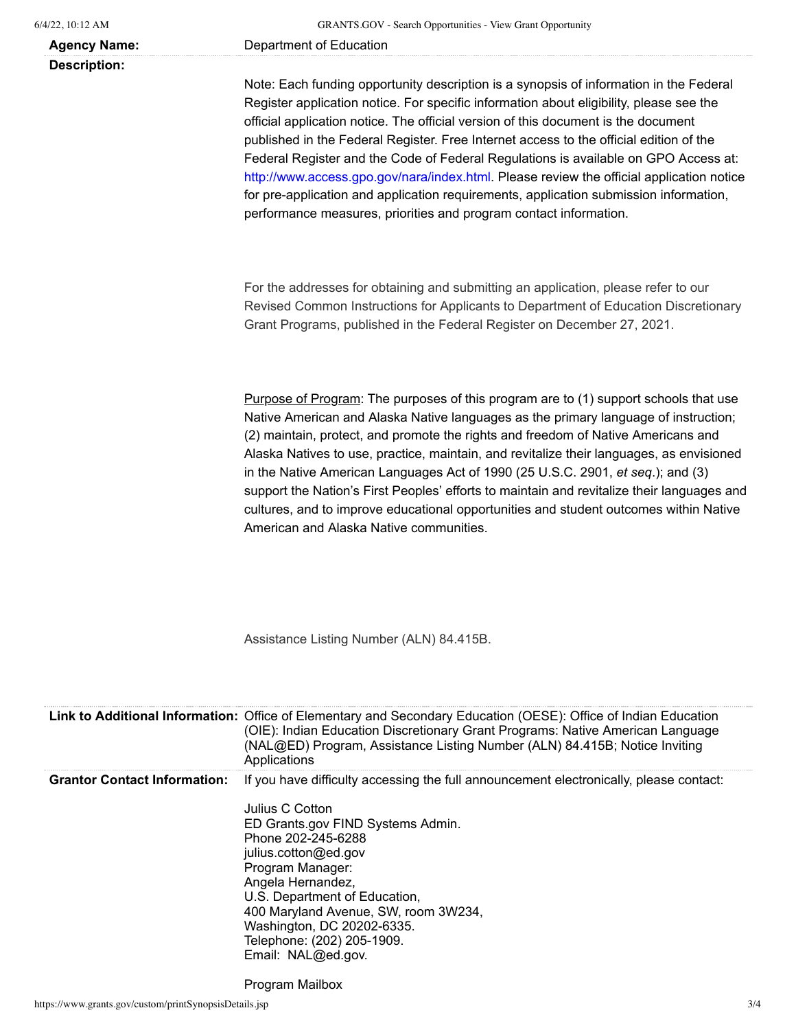**Agency Name:** Department of Education

**Description:**

Note: Each funding opportunity description is a synopsis of information in the Federal Register application notice. For specific information about eligibility, please see the official application notice. The official version of this document is the document published in the Federal Register. Free Internet access to the official edition of the Federal Register and the Code of Federal Regulations is available on GPO Access at: http://www.access.gpo.gov/nara/index.html. Please review the official application notice for pre-application and application requirements, application submission information, performance measures, priorities and program contact information.

For the addresses for obtaining and submitting an application, please refer to our Revised Common Instructions for Applicants to Department of Education Discretionary Grant Programs, published in the Federal Register on December 27, 2021.

Purpose of Program: The purposes of this program are to (1) support schools that use Native American and Alaska Native languages as the primary language of instruction; (2) maintain, protect, and promote the rights and freedom of Native Americans and Alaska Natives to use, practice, maintain, and revitalize their languages, as envisioned in the Native American Languages Act of 1990 (25 U.S.C. 2901, *et seq*.); and (3) support the Nation's First Peoples' efforts to maintain and revitalize their languages and cultures, and to improve educational opportunities and student outcomes within Native American and Alaska Native communities.

Assistance Listing Number (ALN) 84.415B.

**Link to Additional Information:** Office of Elementary and Secondary Education (OESE): Office of Indian Education (OIE): Indian Education Discretionary Grant Programs: Native American Language (NAL@ED) Program, Assistance Listing Number (ALN) 84.415B; Notice Inviting Applications

**Grantor Contact Information:** If you have difficulty accessing the full announcement electronically, please contact:

Julius C Cotton
ED Grants.gov FIND Systems Admin.
Phone 202-245-6288
julius.cotton@ed.gov
Program Manager:
Angela Hernandez,
U.S. Department of Education,
400 Maryland Avenue, SW, room 3W234,
Washington, DC 20202-6335.
Telephone: (202) 205-1909.
Email: NAL@ed.gov.

Program Mailbox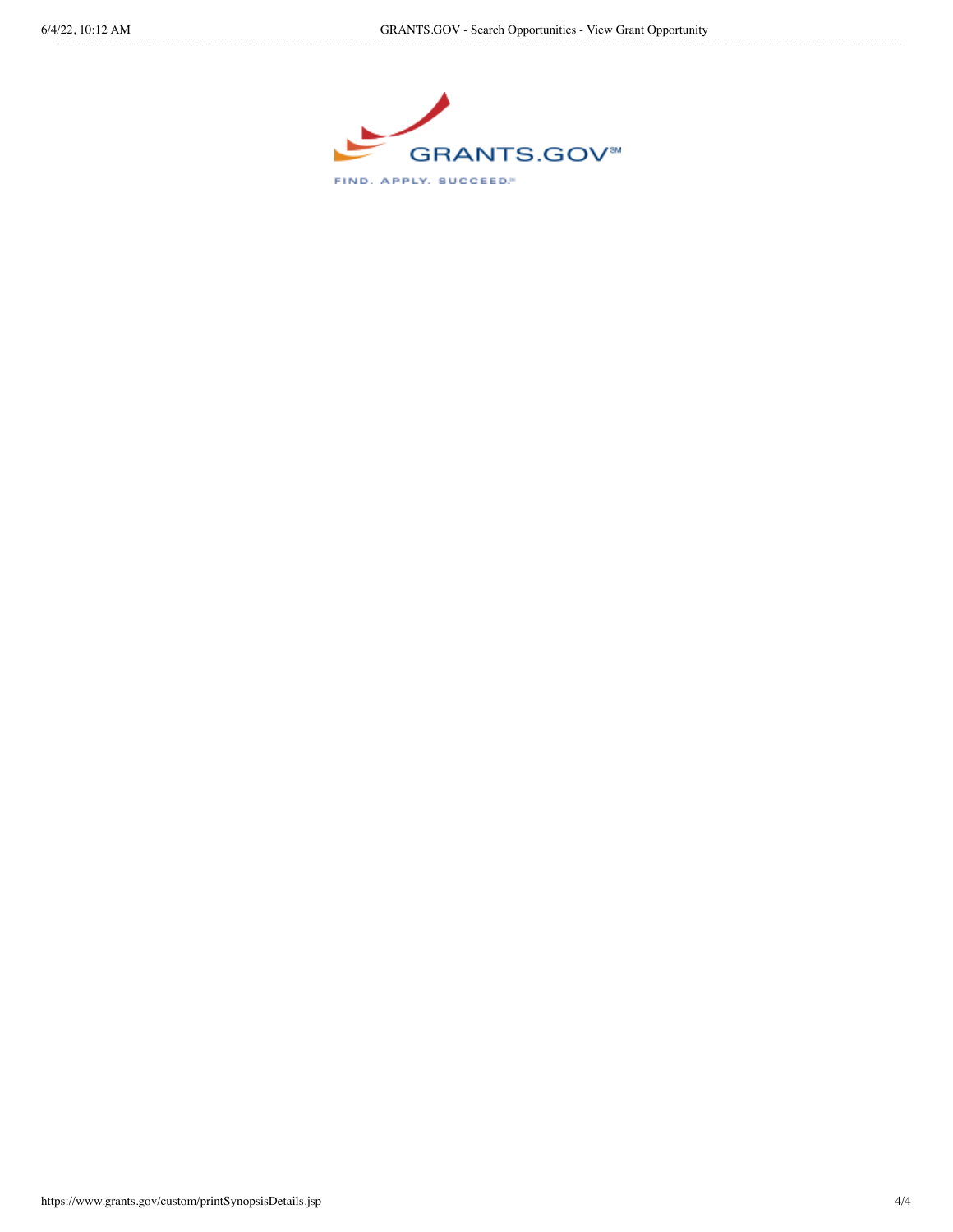GRANTS.GOV[SM]

FIND. APPLY. SUCCEED.[SM]